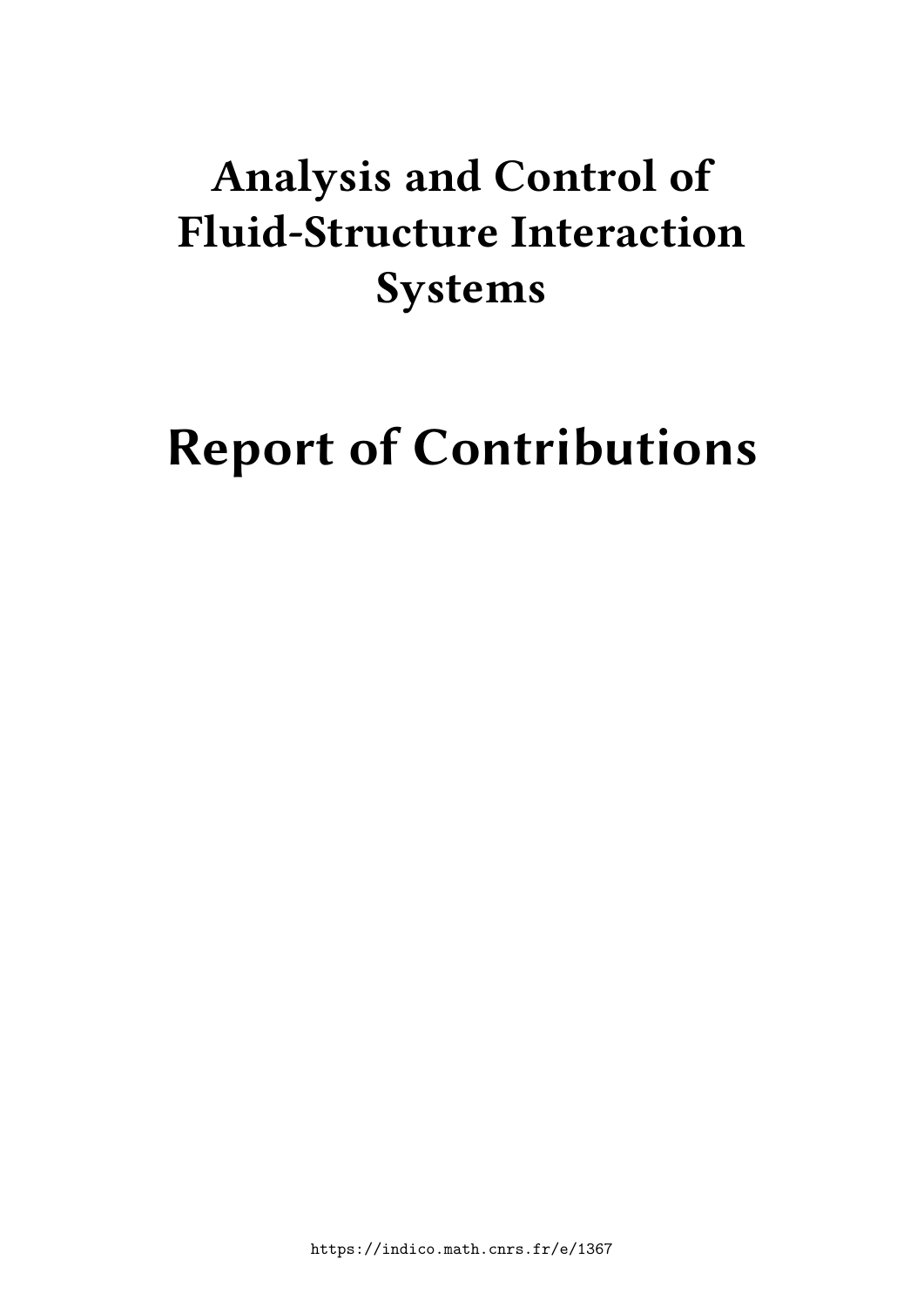# Analysis and Control of Fluid-Structure Interaction Systems

# Report of Contributions

https://indico.math.cnrs.fr/e/1367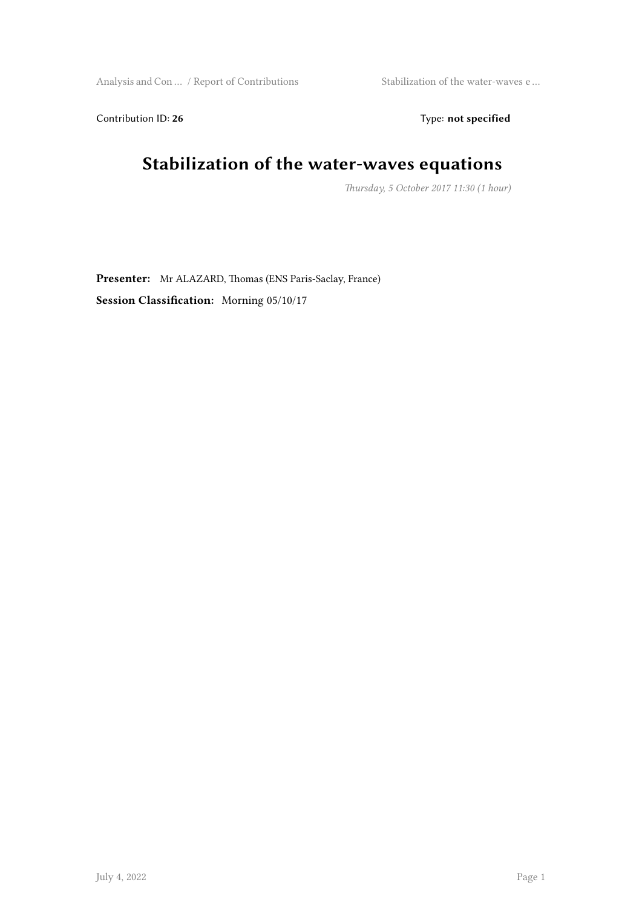Contribution ID: **26**

Type: **not specified**

# Stabilization of the water-waves equations

*Thursday, 5 October 2017 11:30 (1 hour)*

**Presenter:** Mr ALAZARD, Thomas (ENS Paris-Saclay, France)

**Session Classification:** Morning 05/10/17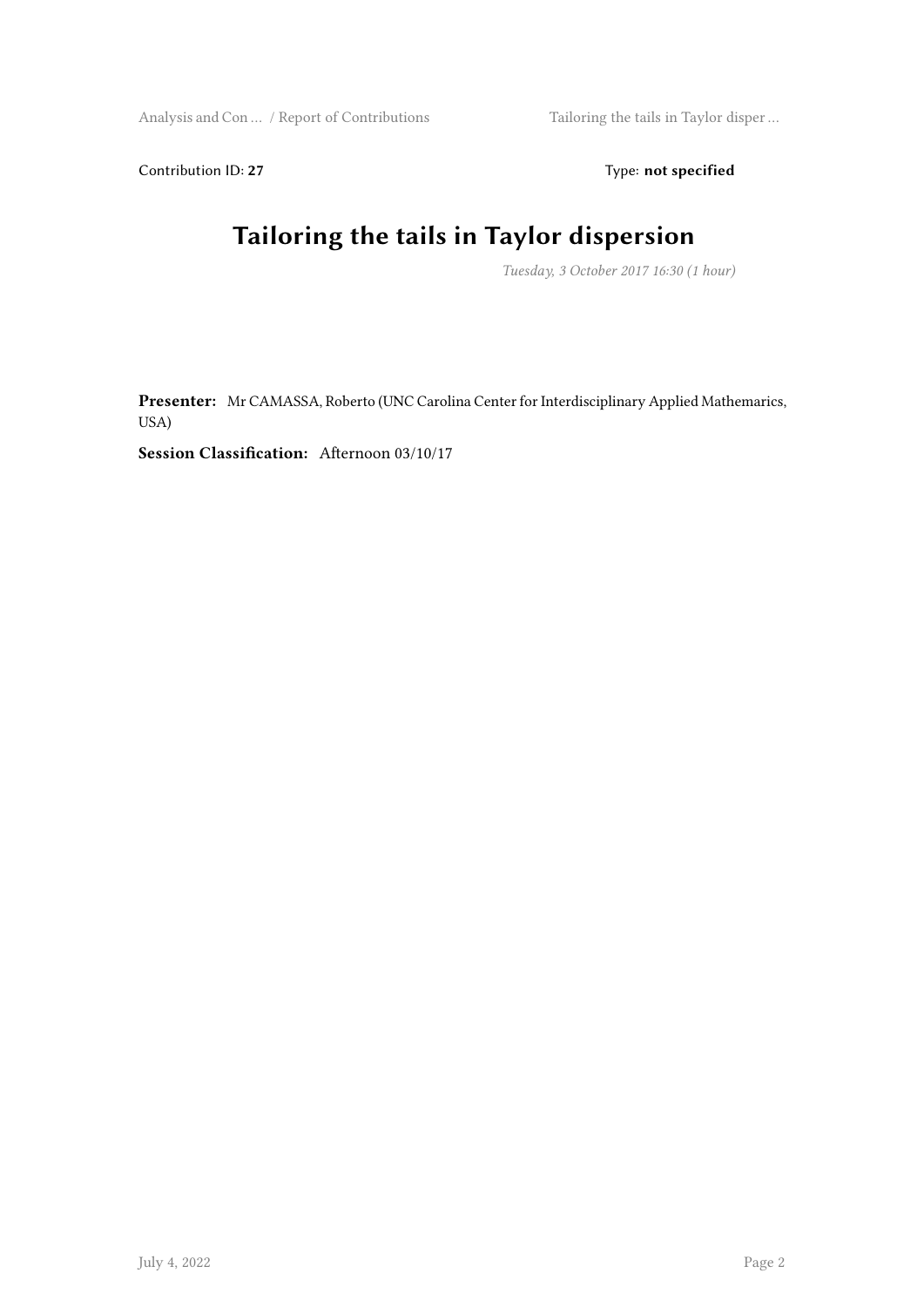Contribution ID: **27** Type: **not specified**

# Tailoring the tails in Taylor dispersion

*Tuesday, 3 October 2017 16:30 (1 hour)*

**Presenter:** Mr CAMASSA, Roberto (UNC Carolina Center for Interdisciplinary Applied Mathemarics, USA)

**Session Classification:** Afternoon 03/10/17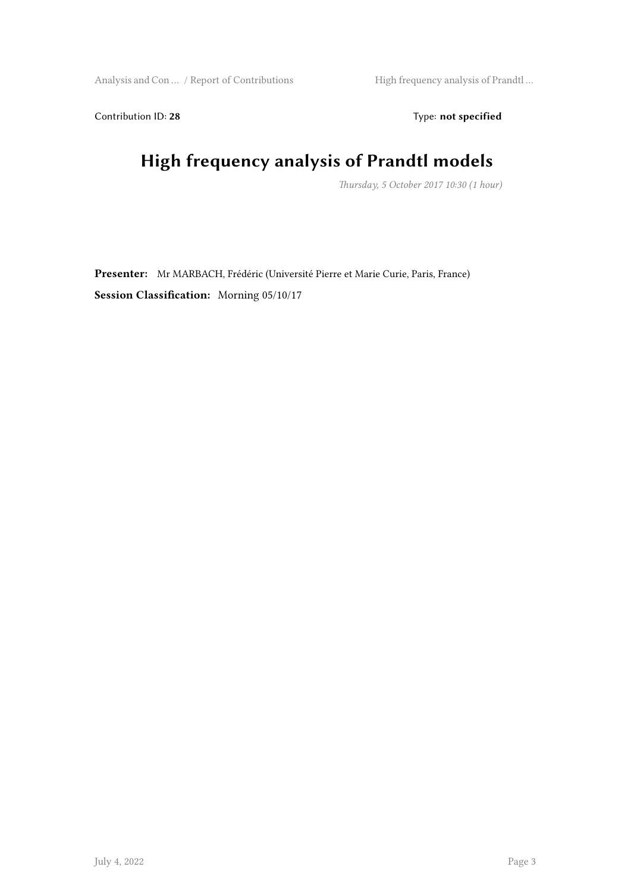Contribution ID: **28** Type: **not specified**

# High frequency analysis of Prandtl models

*Thursday, 5 October 2017 10:30 (1 hour)*

**Presenter:** Mr MARBACH, Frédéric (Université Pierre et Marie Curie, Paris, France)

**Session Classification:** Morning 05/10/17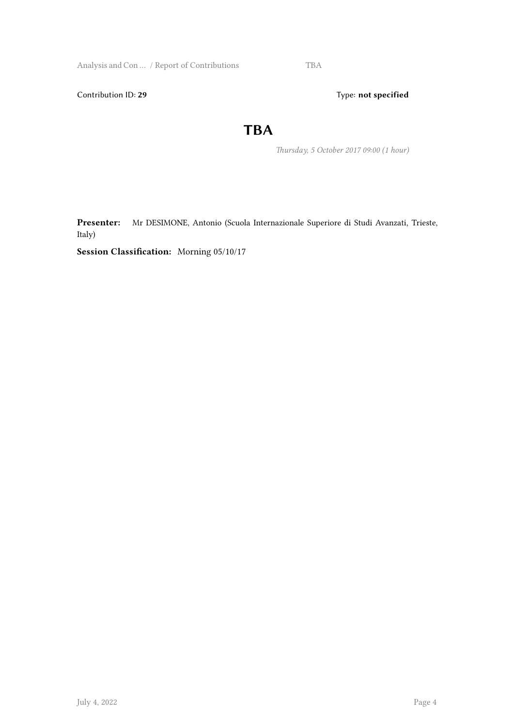Contribution ID: **29** Type: **not specified**

# TBA

*Thursday, 5 October 2017 09:00 (1 hour)*

**Presenter:** Mr DESIMONE, Antonio (Scuola Internazionale Superiore di Studi Avanzati, Trieste, Italy)

**Session Classification:** Morning 05/10/17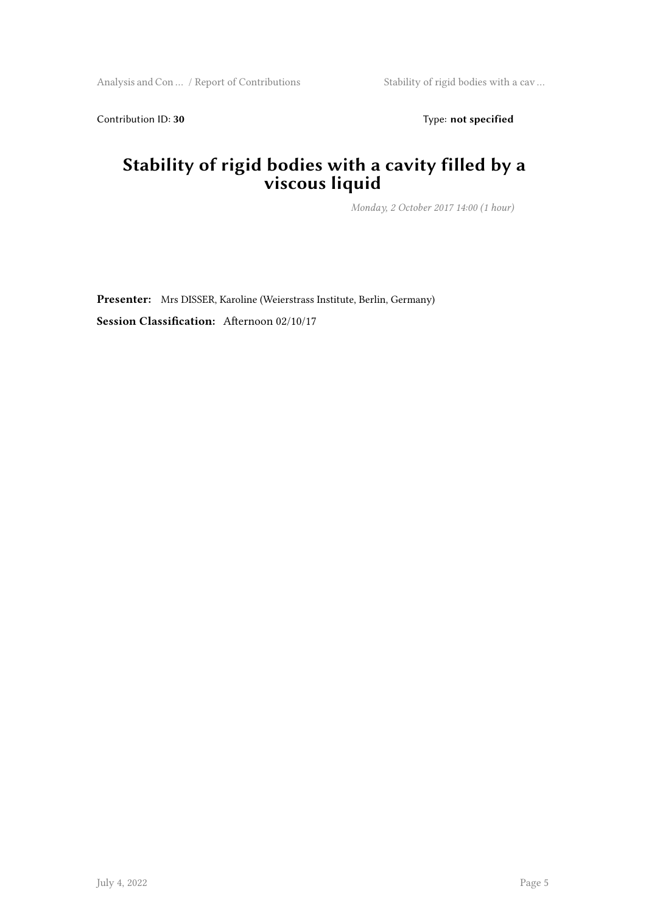Contribution ID: **30** Type: **not specified**

# Stability of rigid bodies with a cavity filled by a viscous liquid

*Monday, 2 October 2017 14:00 (1 hour)*

**Presenter:** Mrs DISSER, Karoline (Weierstrass Institute, Berlin, Germany)

**Session Classification:** Afternoon 02/10/17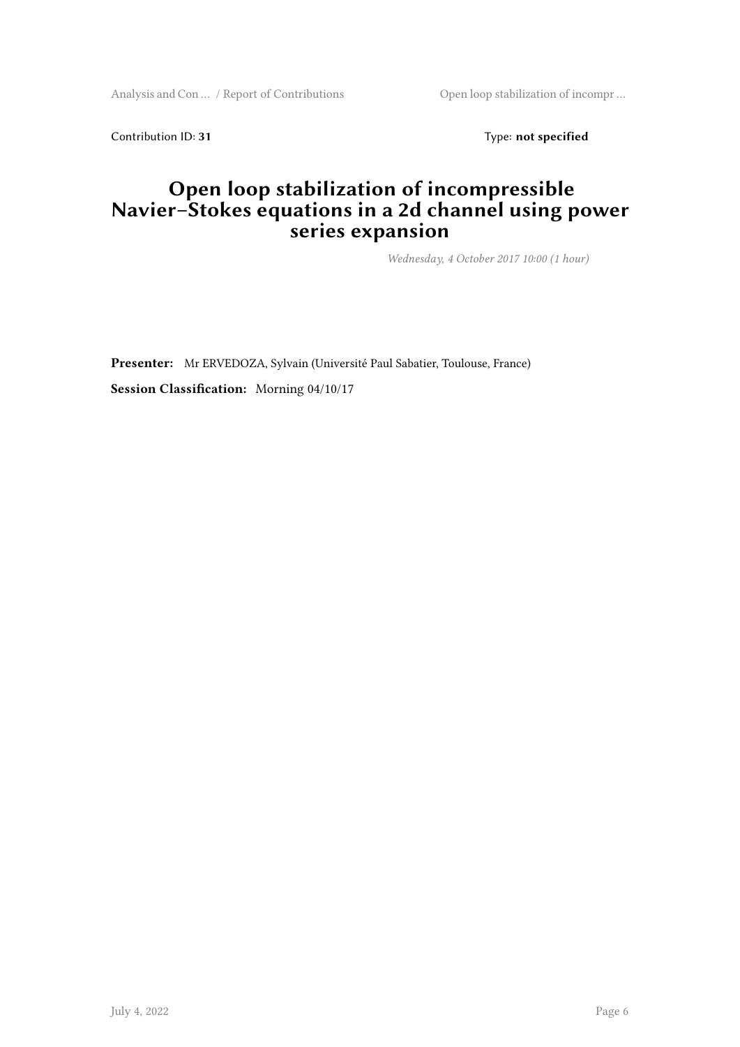Contribution ID: **31** Type: **not specified**

# Open loop stabilization of incompressible Navier–Stokes equations in a 2d channel using power series expansion

*Wednesday, 4 October 2017 10:00 (1 hour)*

**Presenter:** Mr ERVEDOZA, Sylvain (Université Paul Sabatier, Toulouse, France)

**Session Classification:** Morning 04/10/17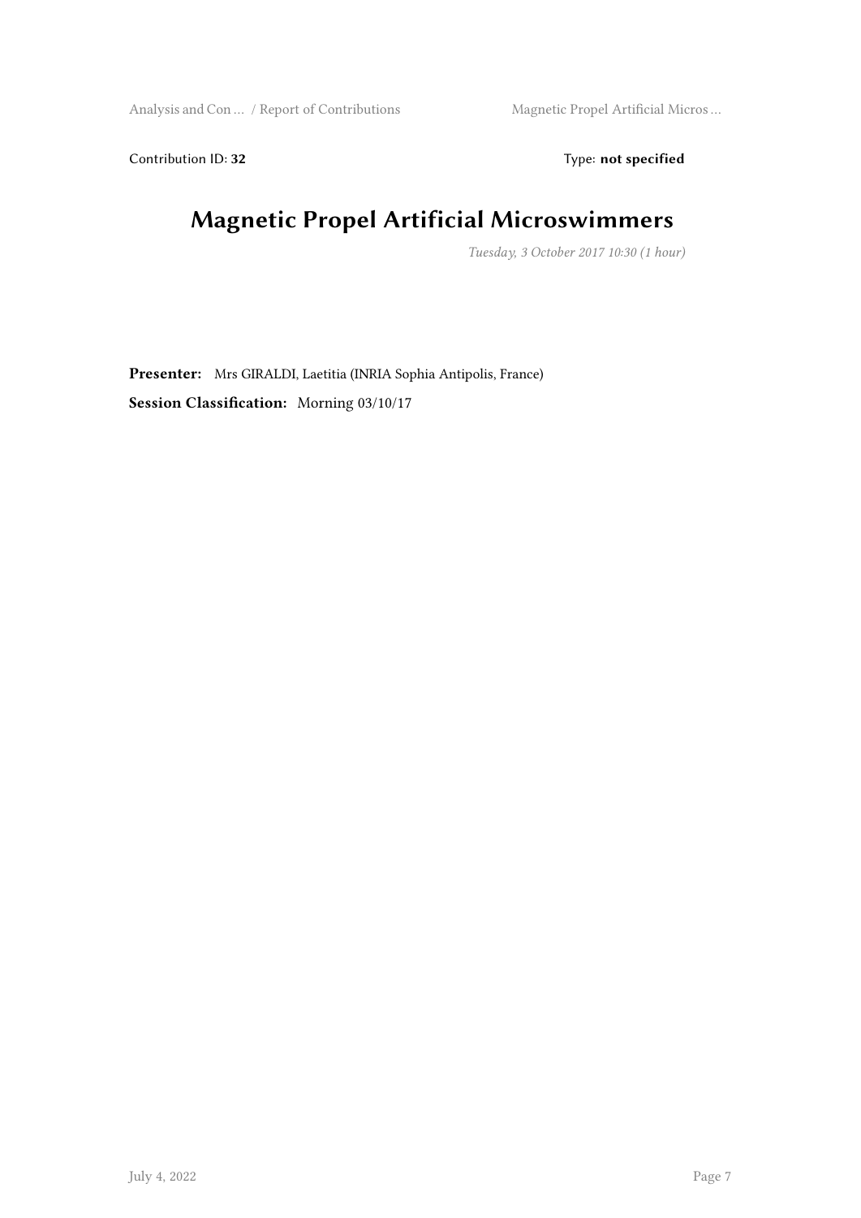Contribution ID: **32** Type: **not specified**

# Magnetic Propel Artificial Microswimmers

*Tuesday, 3 October 2017 10:30 (1 hour)*

**Presenter:** Mrs GIRALDI, Laetitia (INRIA Sophia Antipolis, France)

**Session Classification:** Morning 03/10/17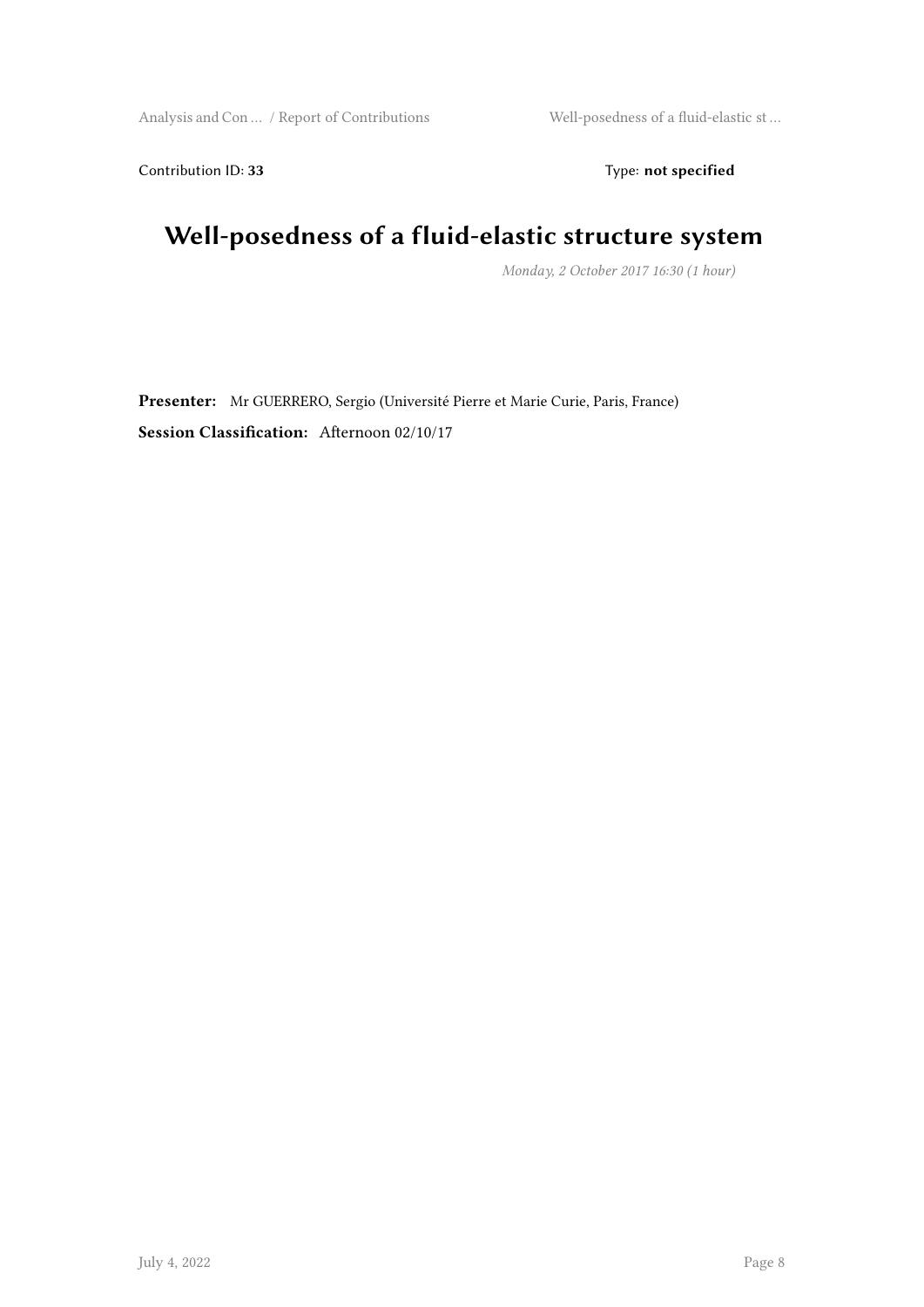Contribution ID: **33** Type: **not specified**

# Well-posedness of a fluid-elastic structure system

*Monday, 2 October 2017 16:30 (1 hour)*

**Presenter:** Mr GUERRERO, Sergio (Université Pierre et Marie Curie, Paris, France)

**Session Classification:** Afternoon 02/10/17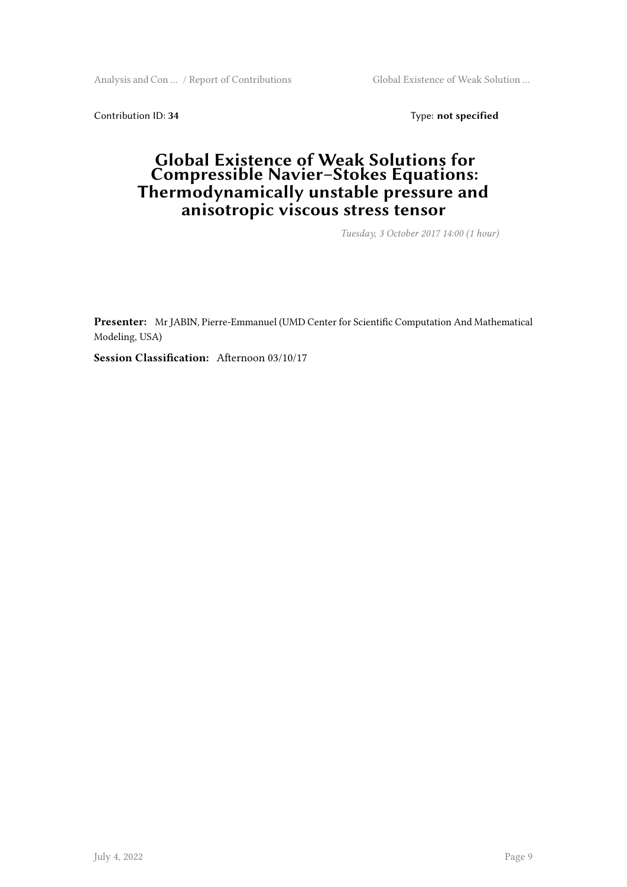Contribution ID: **34** Type: **not specified**

# Global Existence of Weak Solutions for Compressible Navier–Stokes Equations: Thermodynamically unstable pressure and anisotropic viscous stress tensor

*Tuesday, 3 October 2017 14:00 (1 hour)*

**Presenter:** Mr JABIN, Pierre-Emmanuel (UMD Center for Scientific Computation And Mathematical Modeling, USA)

**Session Classification:** Afternoon 03/10/17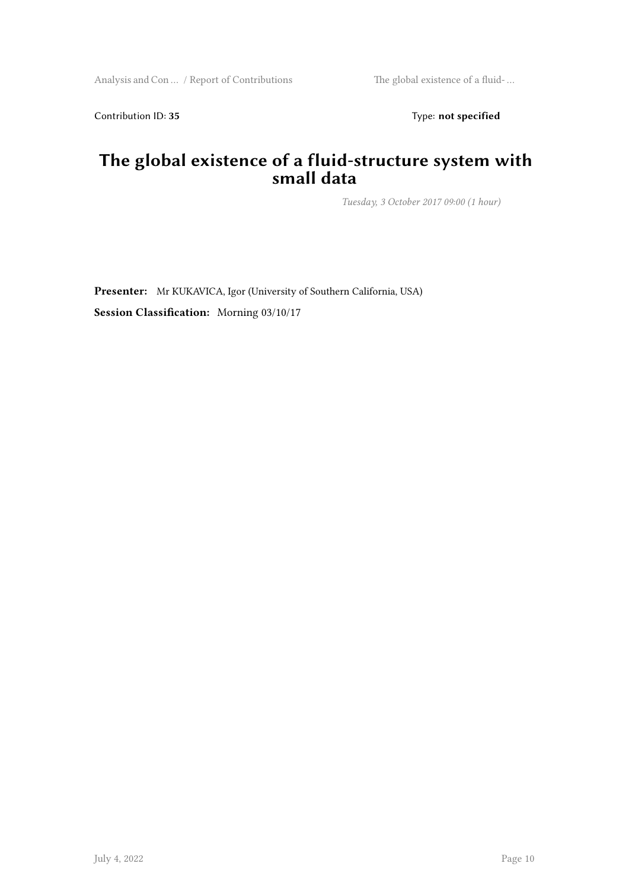Contribution ID: **35** Type: **not specified**

# The global existence of a fluid-structure system with small data

*Tuesday, 3 October 2017 09:00 (1 hour)*

**Presenter:** Mr KUKAVICA, Igor (University of Southern California, USA)

**Session Classification:** Morning 03/10/17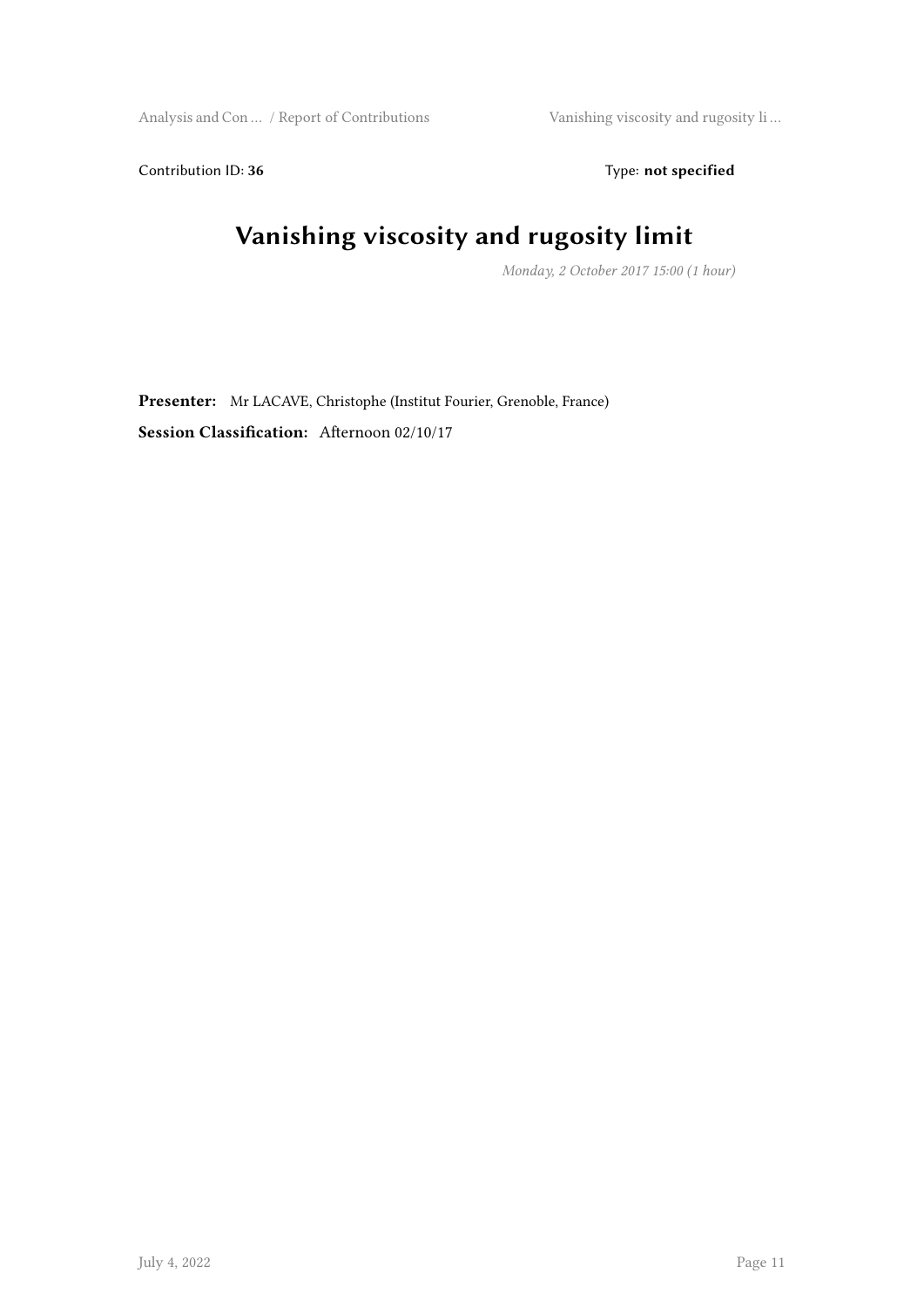Contribution ID: **36** Type: **not specified**

# Vanishing viscosity and rugosity limit

*Monday, 2 October 2017 15:00 (1 hour)*

**Presenter:** Mr LACAVE, Christophe (Institut Fourier, Grenoble, France)

**Session Classification:** Afternoon 02/10/17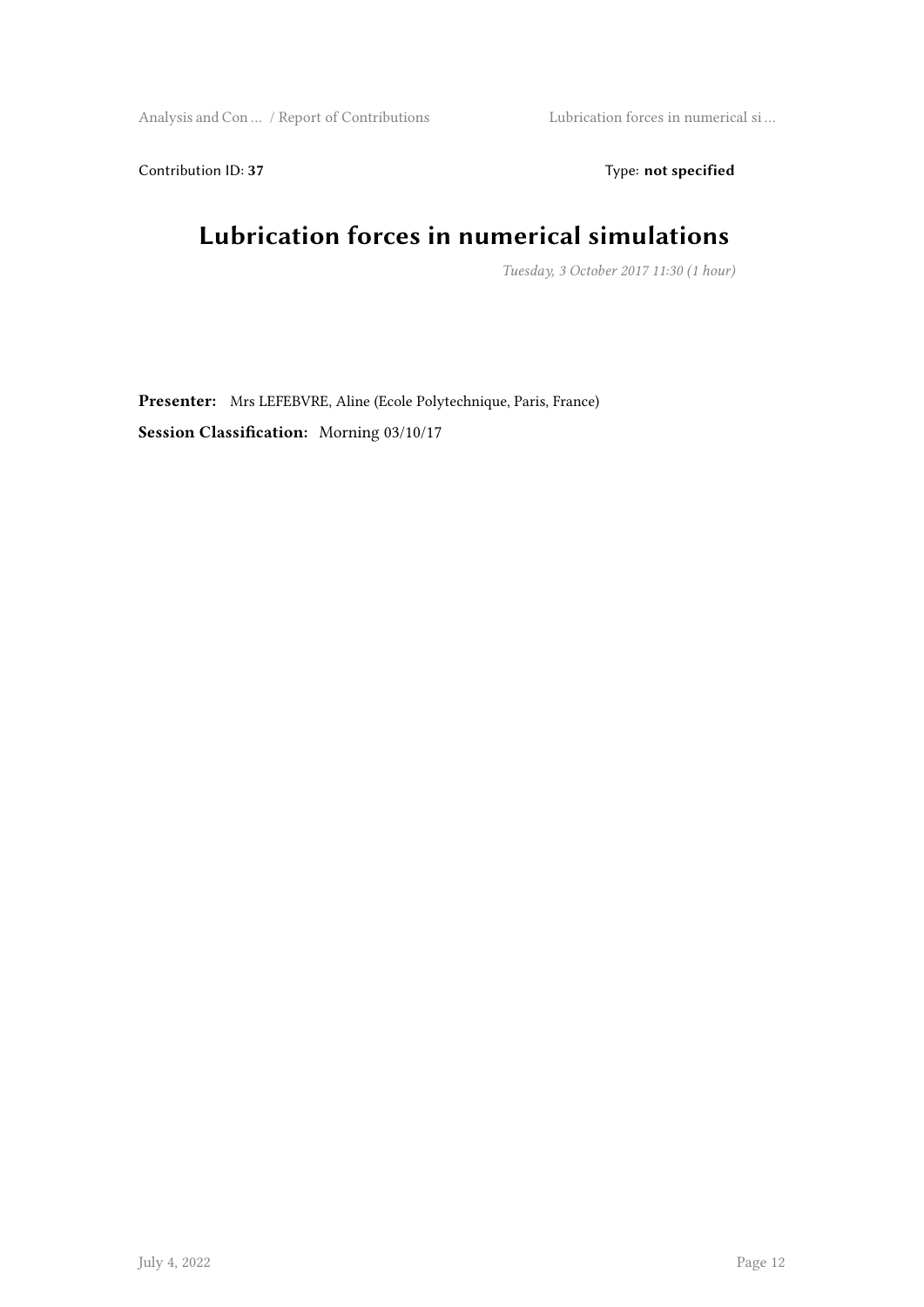Contribution ID: **37** Type: **not specified**

# Lubrication forces in numerical simulations

*Tuesday, 3 October 2017 11:30 (1 hour)*

**Presenter:** Mrs LEFEBVRE, Aline (Ecole Polytechnique, Paris, France)

**Session Classification:** Morning 03/10/17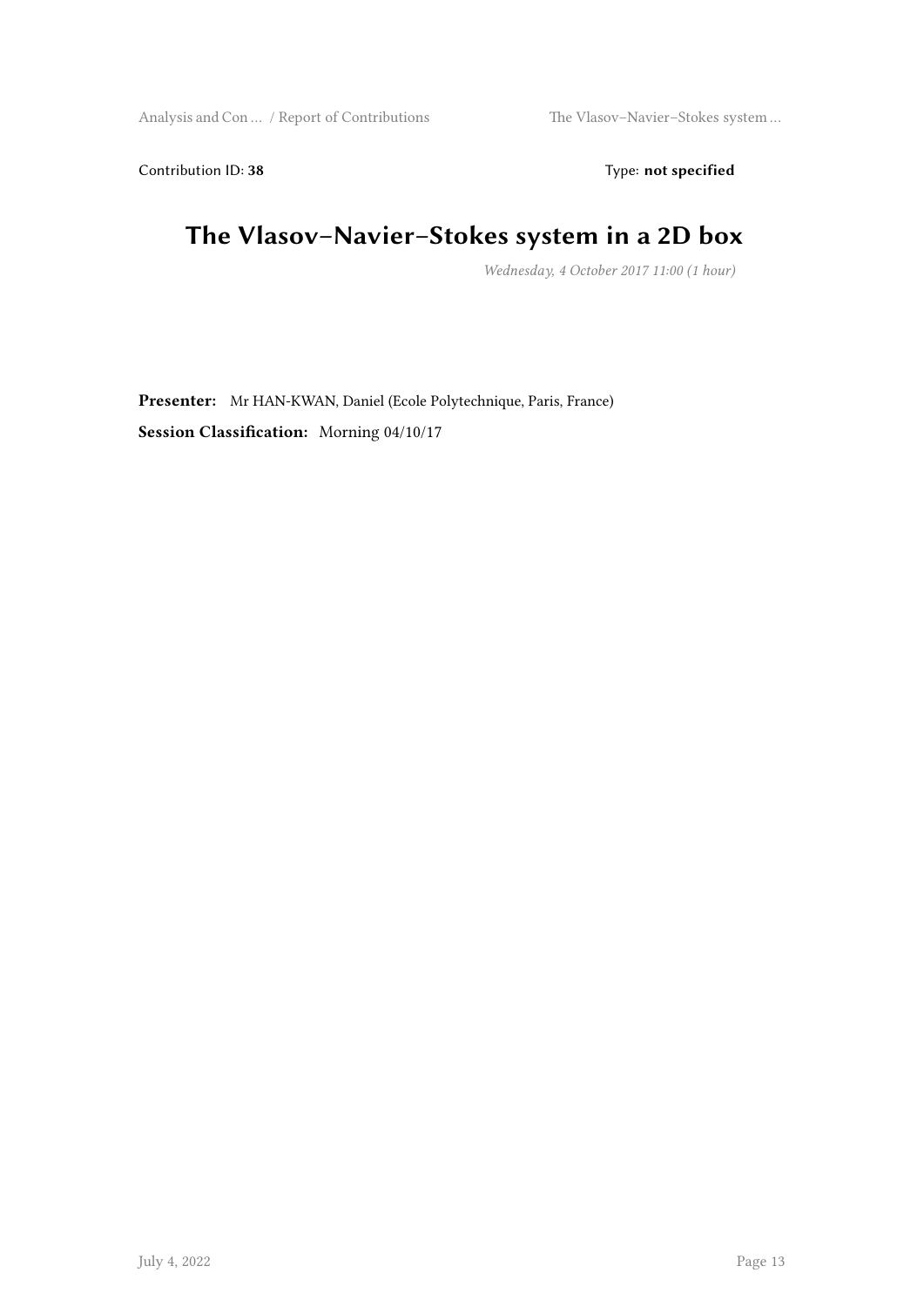Contribution ID: **38** Type: **not specified**

# The Vlasov–Navier–Stokes system in a 2D box

*Wednesday, 4 October 2017 11:00 (1 hour)*

**Presenter:** Mr HAN-KWAN, Daniel (Ecole Polytechnique, Paris, France)

**Session Classification:** Morning 04/10/17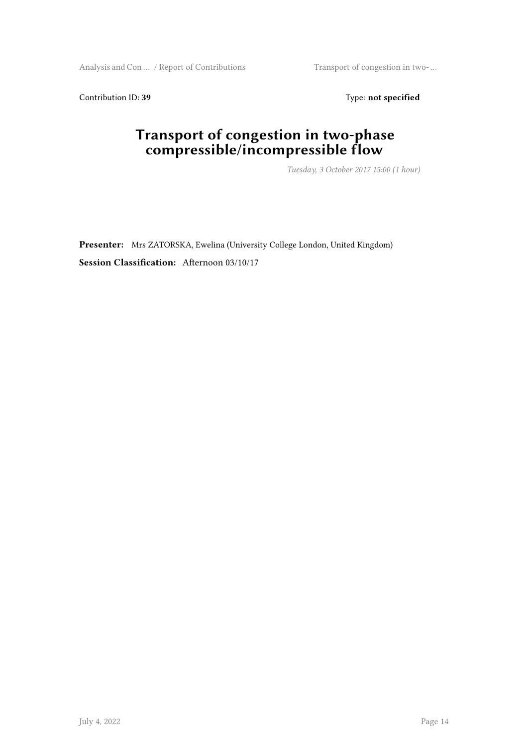Contribution ID: **39** Type: **not specified**

# Transport of congestion in two-phase compressible/incompressible flow

*Tuesday, 3 October 2017 15:00 (1 hour)*

**Presenter:** Mrs ZATORSKA, Ewelina (University College London, United Kingdom)

**Session Classification:** Afternoon 03/10/17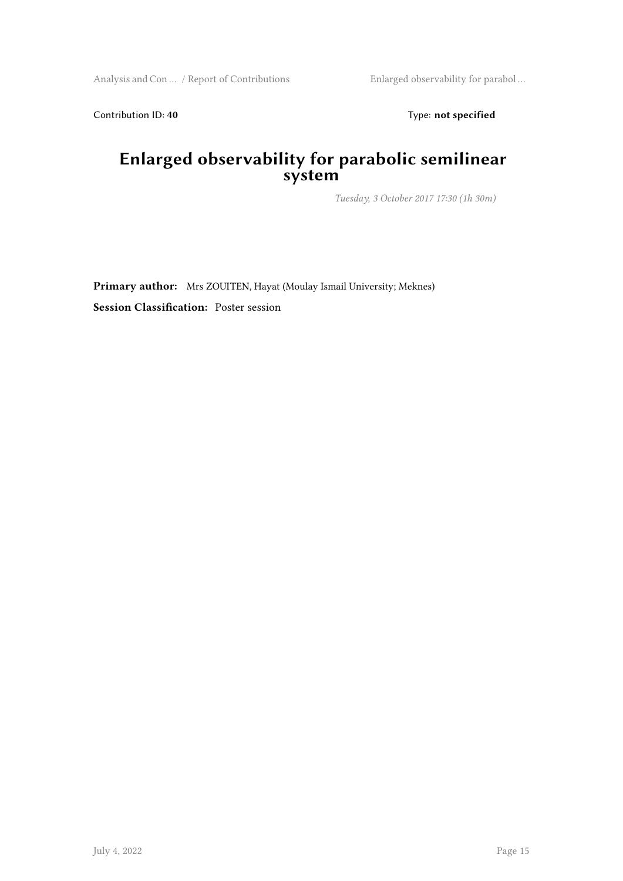Contribution ID: **40**

Type: **not specified**

# Enlarged observability for parabolic semilinear system

*Tuesday, 3 October 2017 17:30 (1h 30m)*

**Primary author:** Mrs ZOUITEN, Hayat (Moulay Ismail University; Meknes)

**Session Classification:** Poster session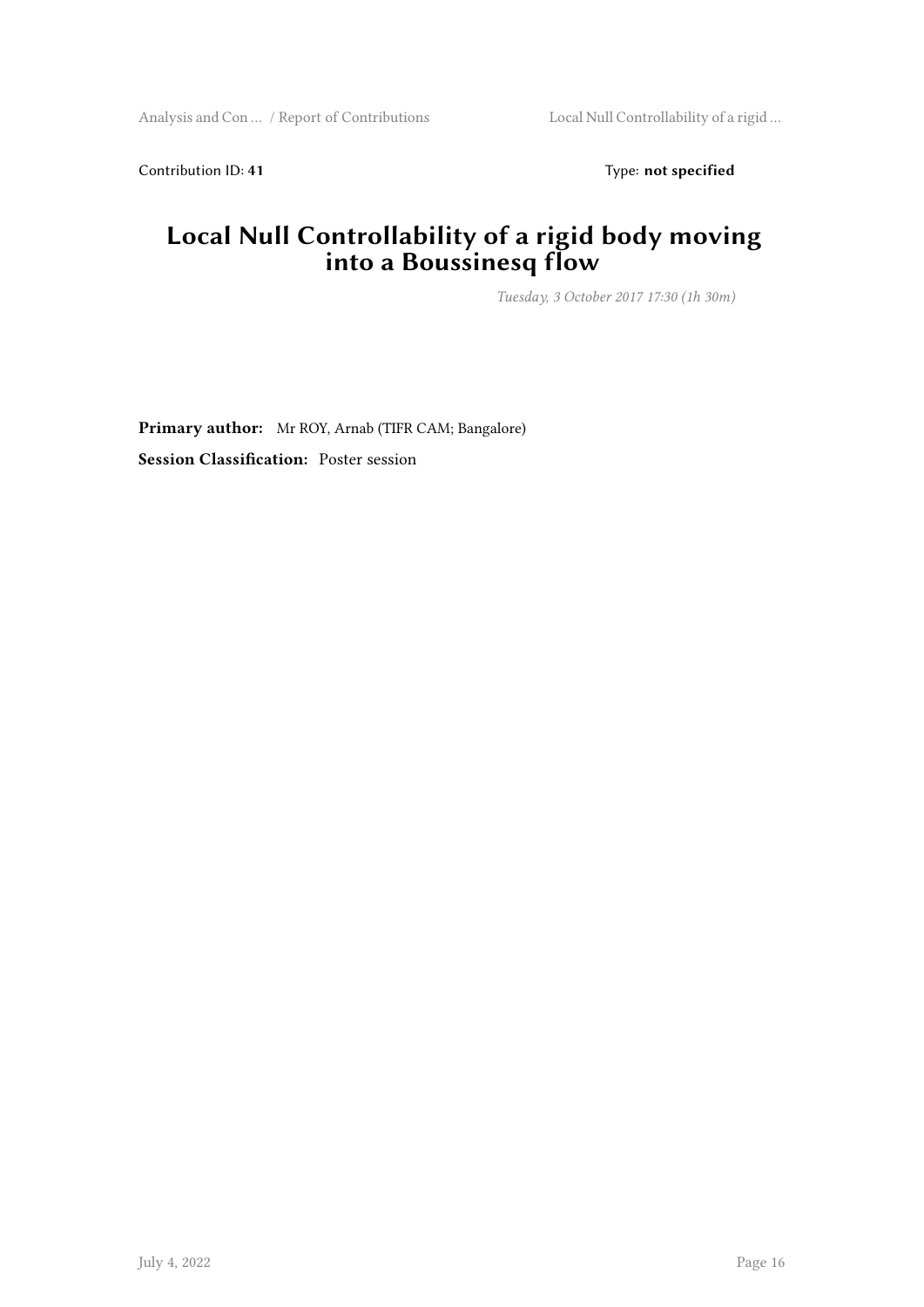Contribution ID: **41** Type: **not specified**

# Local Null Controllability of a rigid body moving into a Boussinesq flow

*Tuesday, 3 October 2017 17:30 (1h 30m)*

**Primary author:** Mr ROY, Arnab (TIFR CAM; Bangalore)

**Session Classification:** Poster session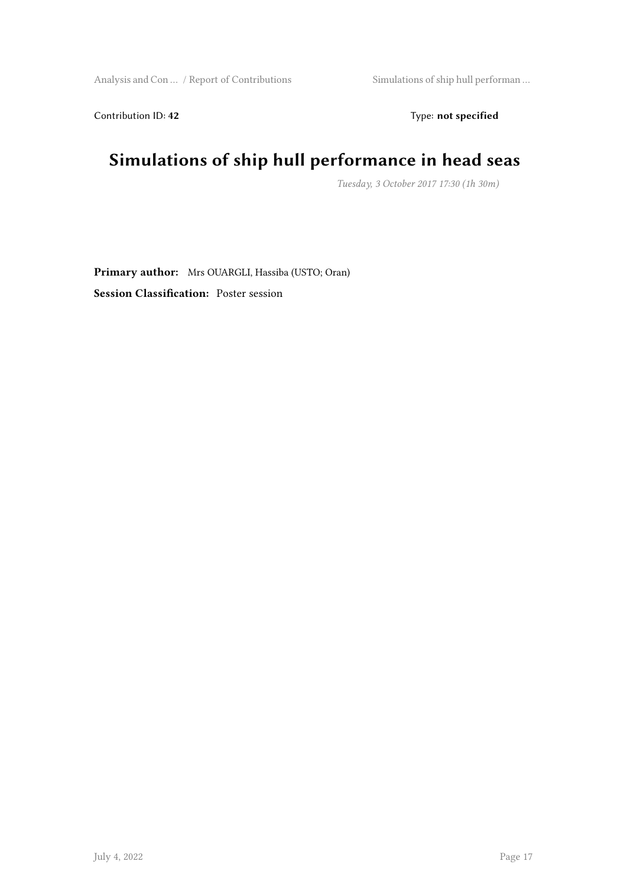Contribution ID: **42** Type: **not specified**

# Simulations of ship hull performance in head seas

*Tuesday, 3 October 2017 17:30 (1h 30m)*

**Primary author:** Mrs OUARGLI, Hassiba (USTO; Oran)

**Session Classification:** Poster session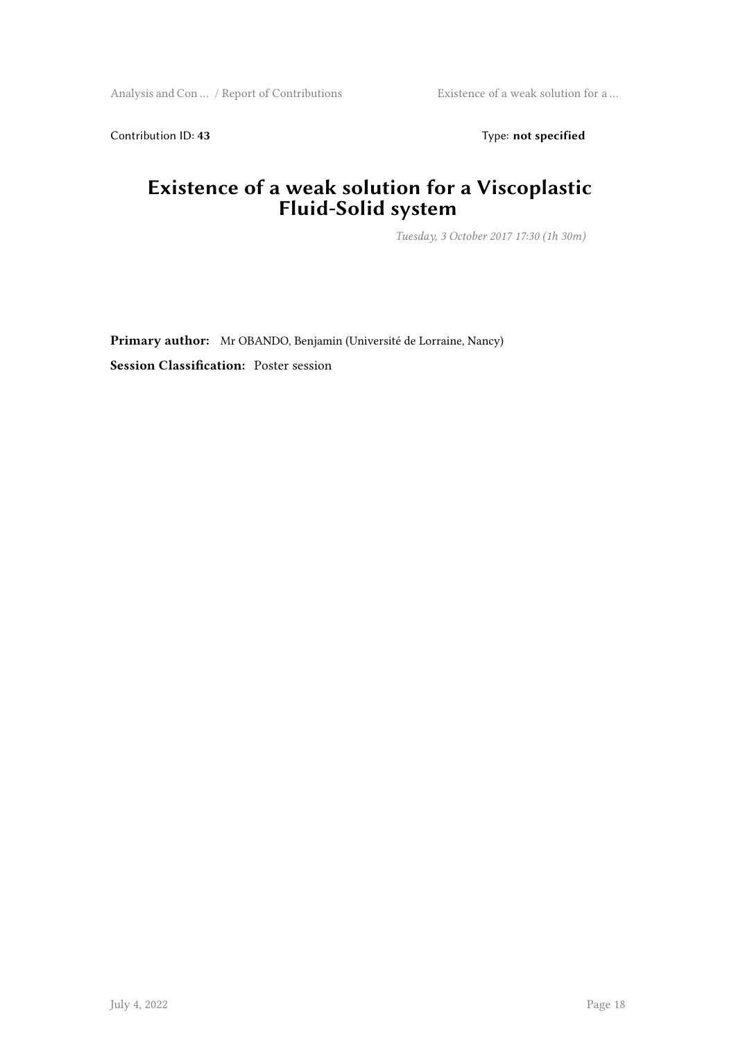Contribution ID: **43** Type: **not specified**

# Existence of a weak solution for a Viscoplastic Fluid-Solid system

*Tuesday, 3 October 2017 17:30 (1h 30m)*

**Primary author:** Mr OBANDO, Benjamin (Université de Lorraine, Nancy)

**Session Classification:** Poster session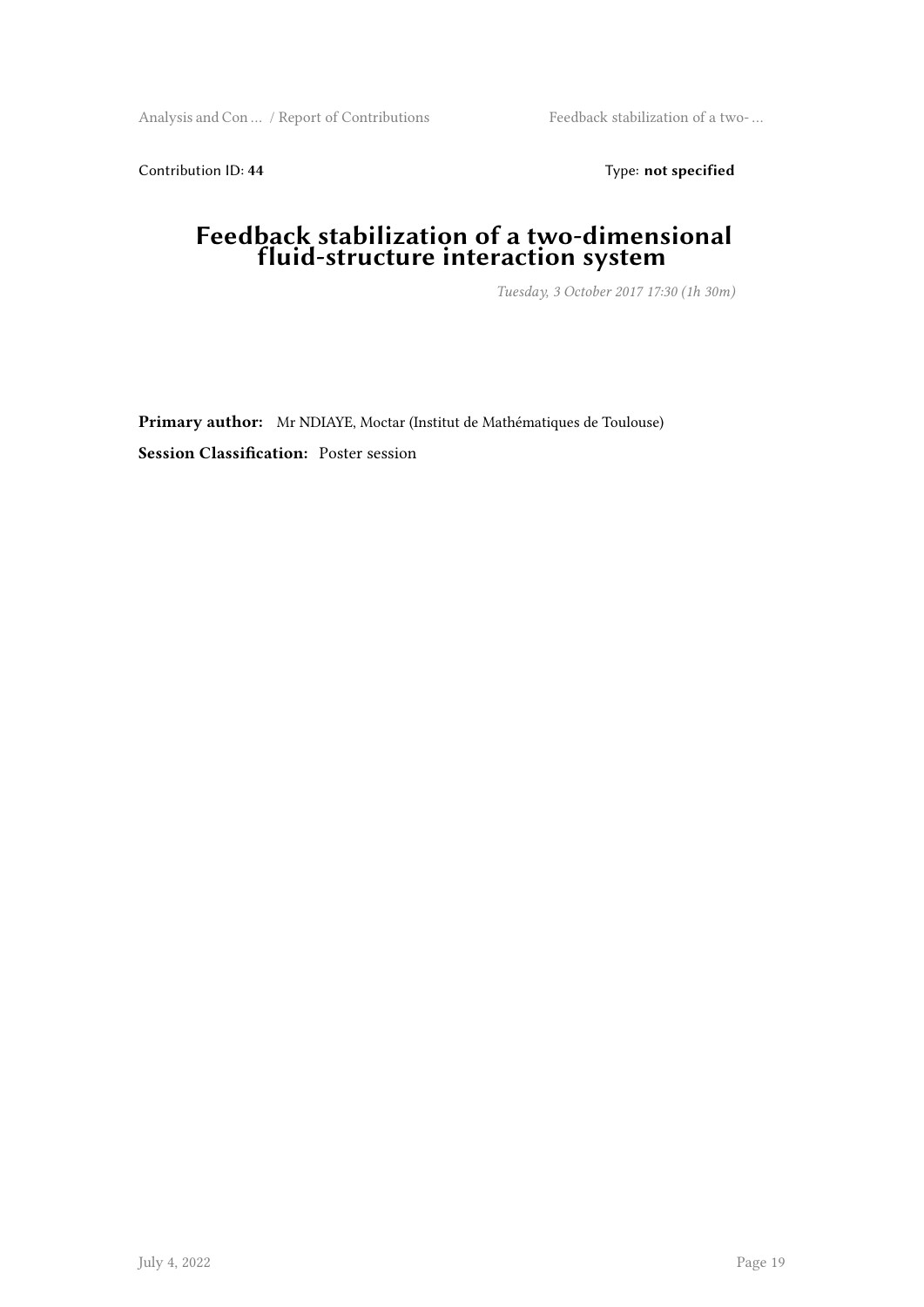Contribution ID: **44** Type: **not specified**

# Feedback stabilization of a two-dimensional fluid-structure interaction system

*Tuesday, 3 October 2017 17:30 (1h 30m)*

**Primary author:** Mr NDIAYE, Moctar (Institut de Mathématiques de Toulouse)

**Session Classification:** Poster session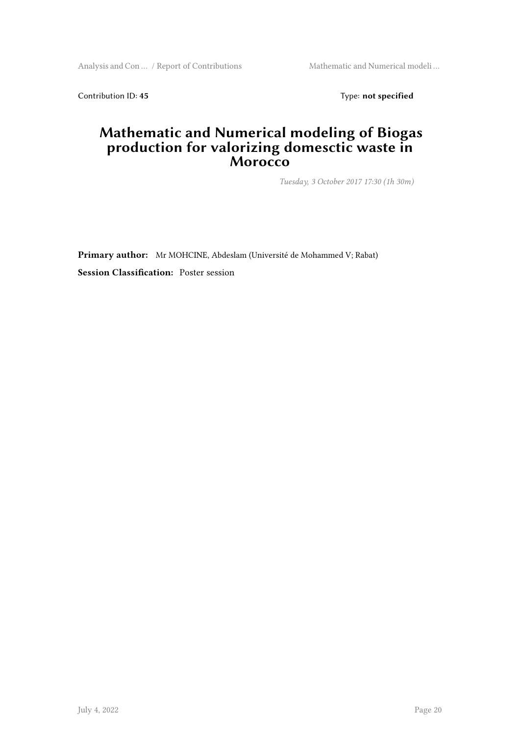Contribution ID: **45** Type: **not specified**

# Mathematic and Numerical modeling of Biogas production for valorizing domesctic waste in Morocco

*Tuesday, 3 October 2017 17:30 (1h 30m)*

**Primary author:** Mr MOHCINE, Abdeslam (Université de Mohammed V; Rabat)

**Session Classification:** Poster session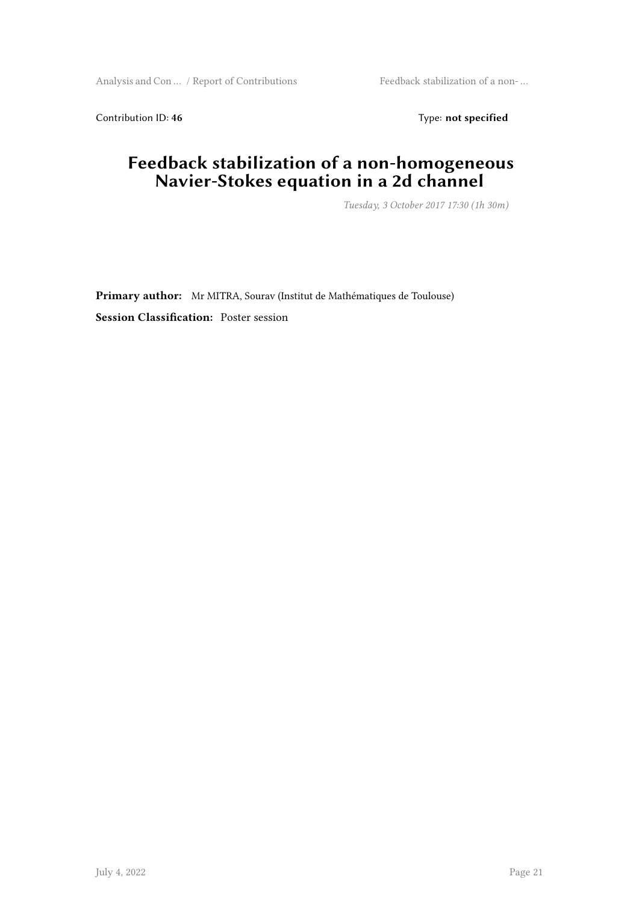Contribution ID: **46** Type: **not specified**

# Feedback stabilization of a non-homogeneous Navier-Stokes equation in a 2d channel

*Tuesday, 3 October 2017 17:30 (1h 30m)*

**Primary author:** Mr MITRA, Sourav (Institut de Mathématiques de Toulouse)

**Session Classification:** Poster session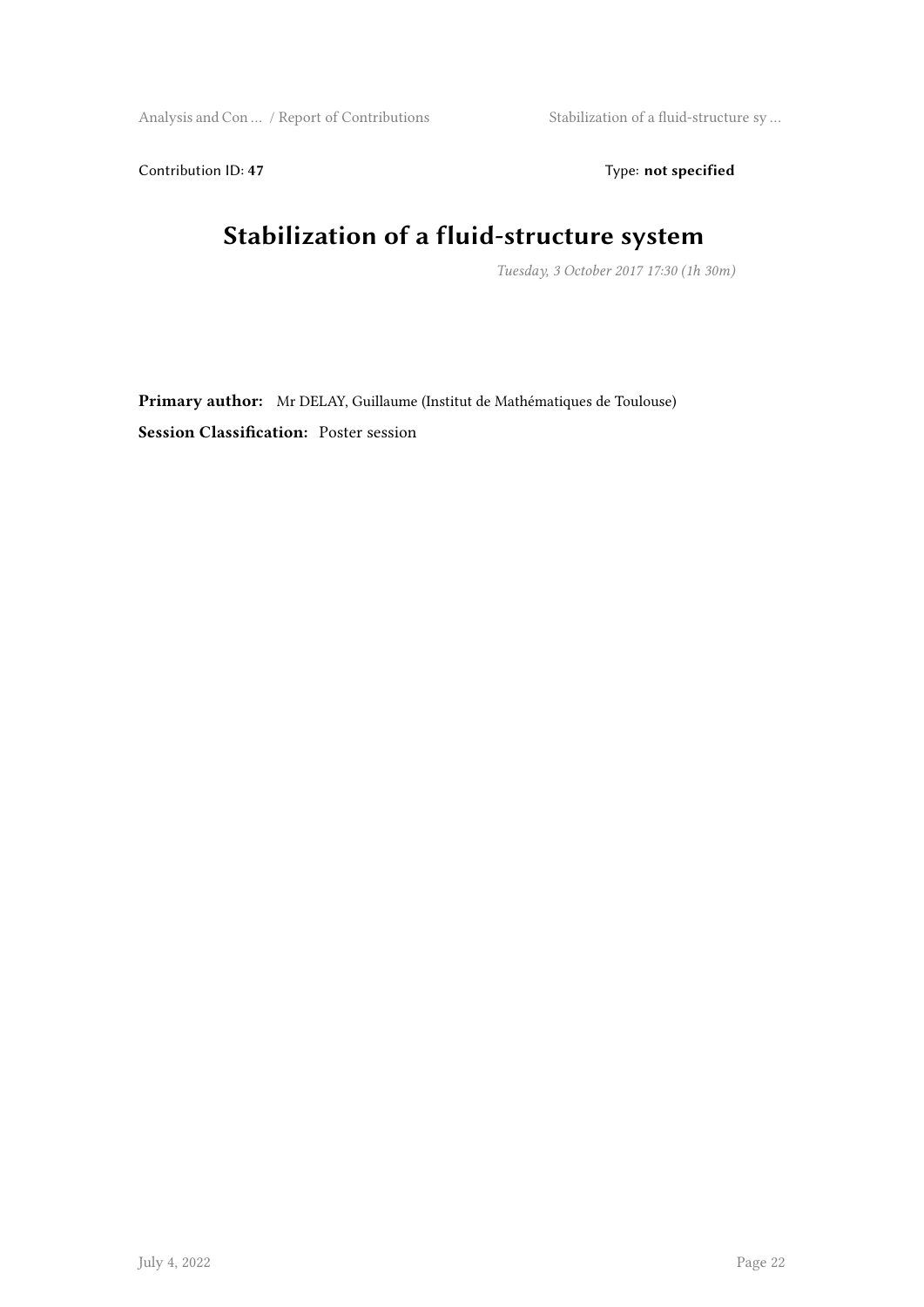Contribution ID: **47** Type: **not specified**

# Stabilization of a fluid-structure system

*Tuesday, 3 October 2017 17:30 (1h 30m)*

**Primary author:** Mr DELAY, Guillaume (Institut de Mathématiques de Toulouse)

**Session Classification:** Poster session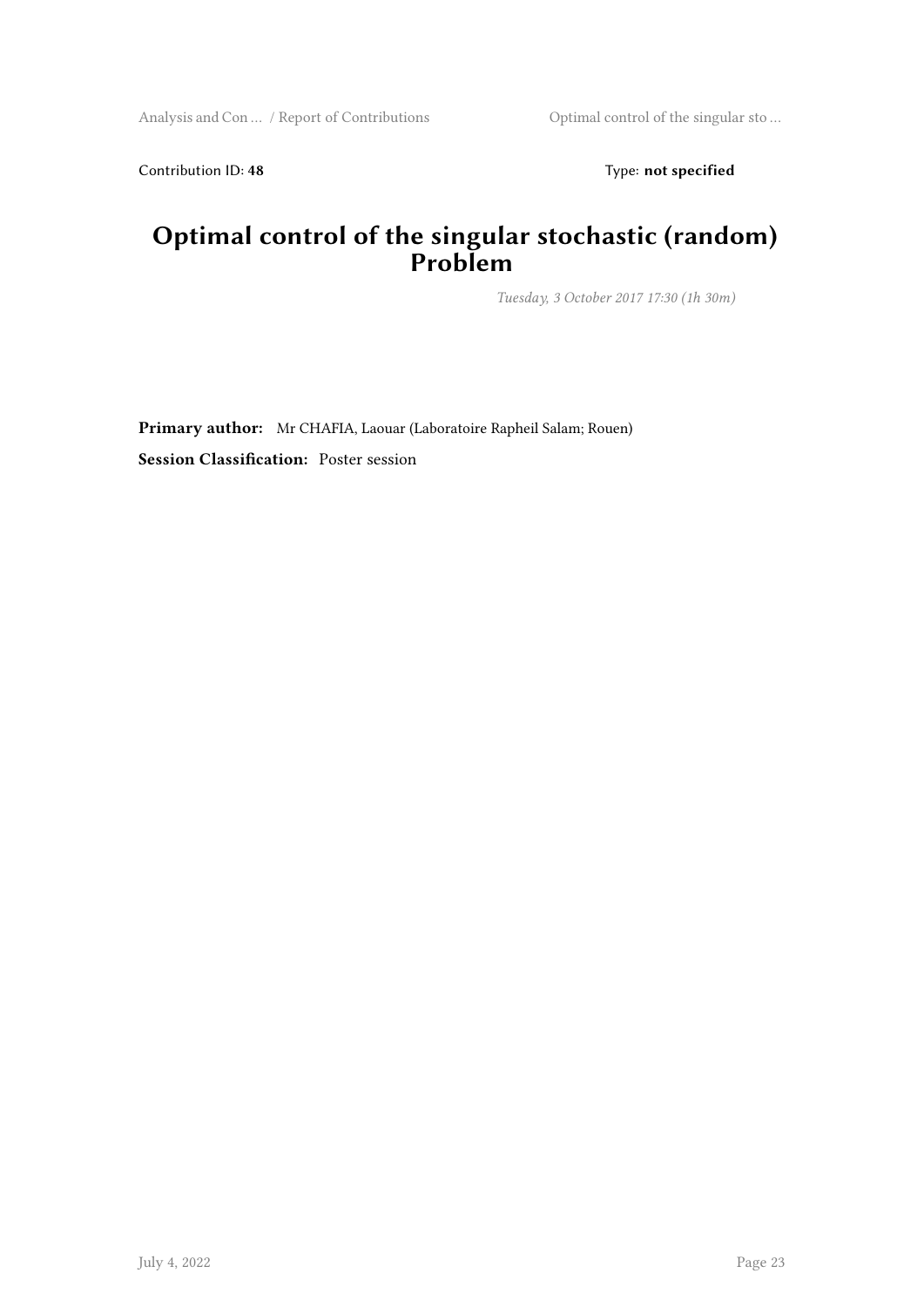Contribution ID: **48** Type: **not specified**

# Optimal control of the singular stochastic (random) Problem

*Tuesday, 3 October 2017 17:30 (1h 30m)*

**Primary author:** Mr CHAFIA, Laouar (Laboratoire Rapheil Salam; Rouen)

**Session Classification:** Poster session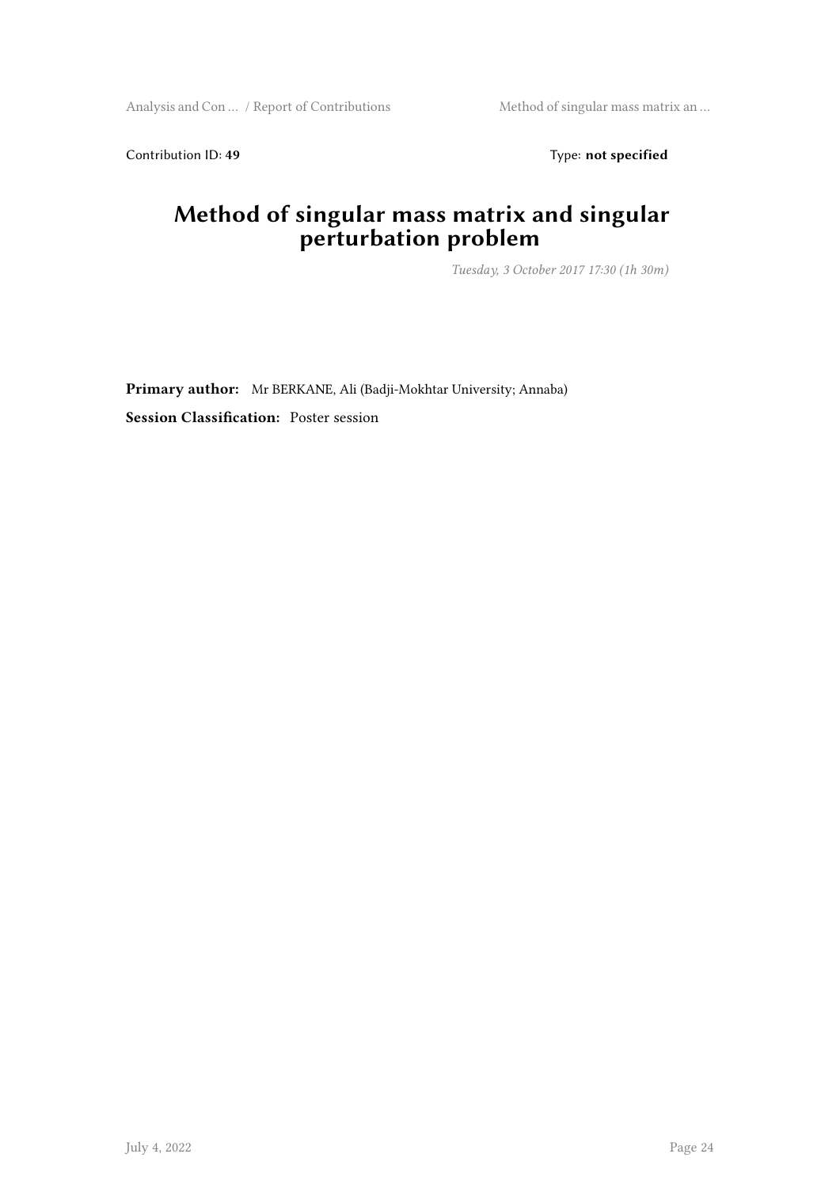Contribution ID: **49** Type: **not specified**

# Method of singular mass matrix and singular perturbation problem

*Tuesday, 3 October 2017 17:30 (1h 30m)*

**Primary author:** Mr BERKANE, Ali (Badji-Mokhtar University; Annaba)

**Session Classification:** Poster session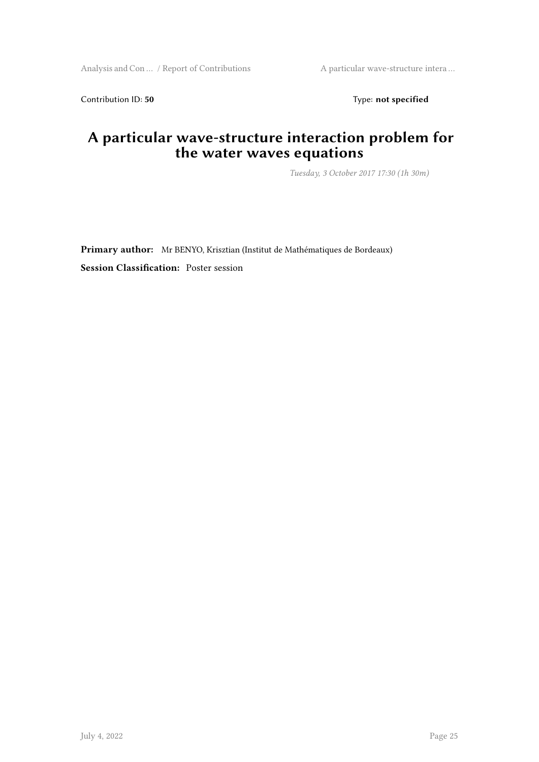Contribution ID: **50** Type: **not specified**

# A particular wave-structure interaction problem for the water waves equations

*Tuesday, 3 October 2017 17:30 (1h 30m)*

**Primary author:** Mr BENYO, Krisztian (Institut de Mathématiques de Bordeaux)

**Session Classification:** Poster session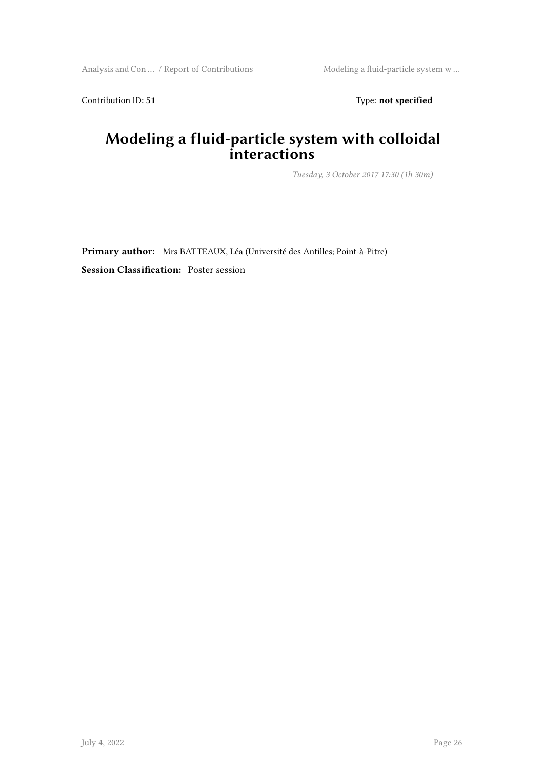Contribution ID: **51** Type: **not specified**

# Modeling a fluid-particle system with colloidal interactions

*Tuesday, 3 October 2017 17:30 (1h 30m)*

**Primary author:** Mrs BATTEAUX, Léa (Université des Antilles; Point-à-Pitre)

**Session Classification:** Poster session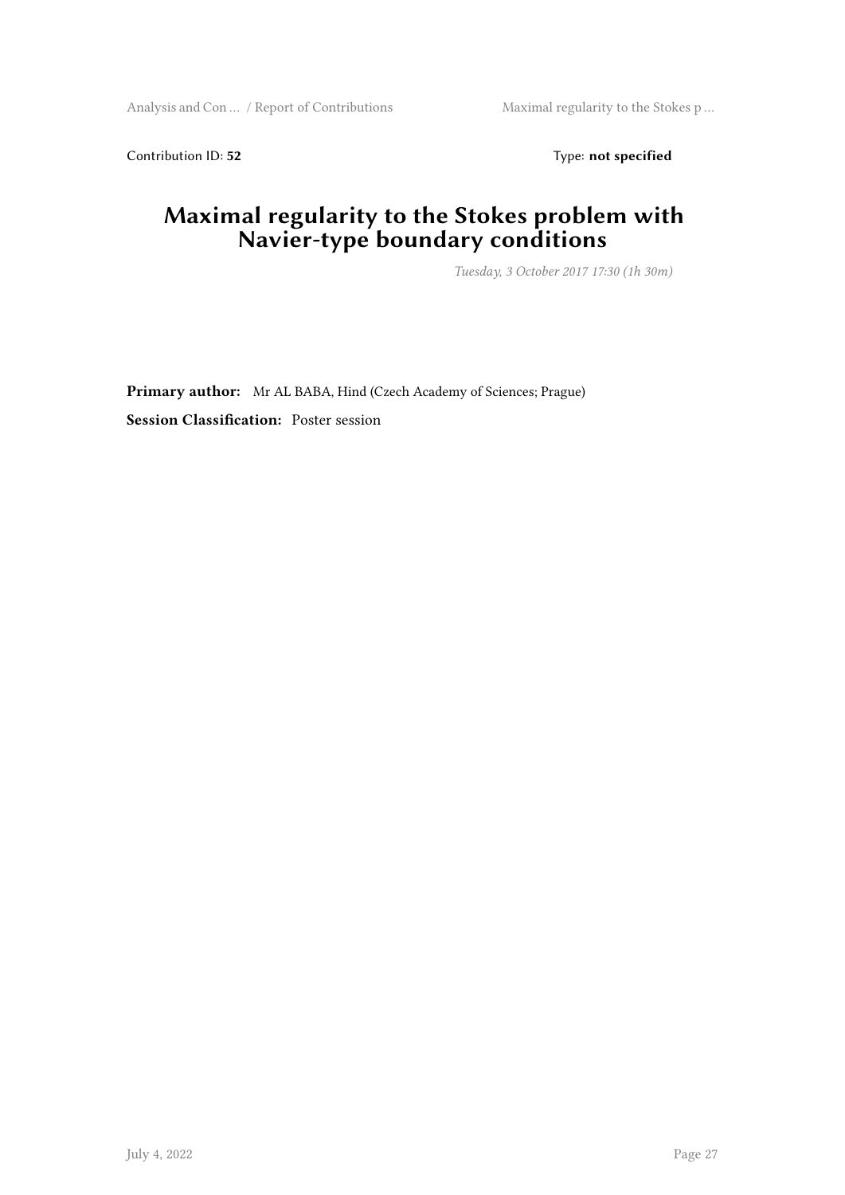Contribution ID: **52** Type: **not specified**

# Maximal regularity to the Stokes problem with Navier-type boundary conditions

*Tuesday, 3 October 2017 17:30 (1h 30m)*

**Primary author:** Mr AL BABA, Hind (Czech Academy of Sciences; Prague)

**Session Classification:** Poster session